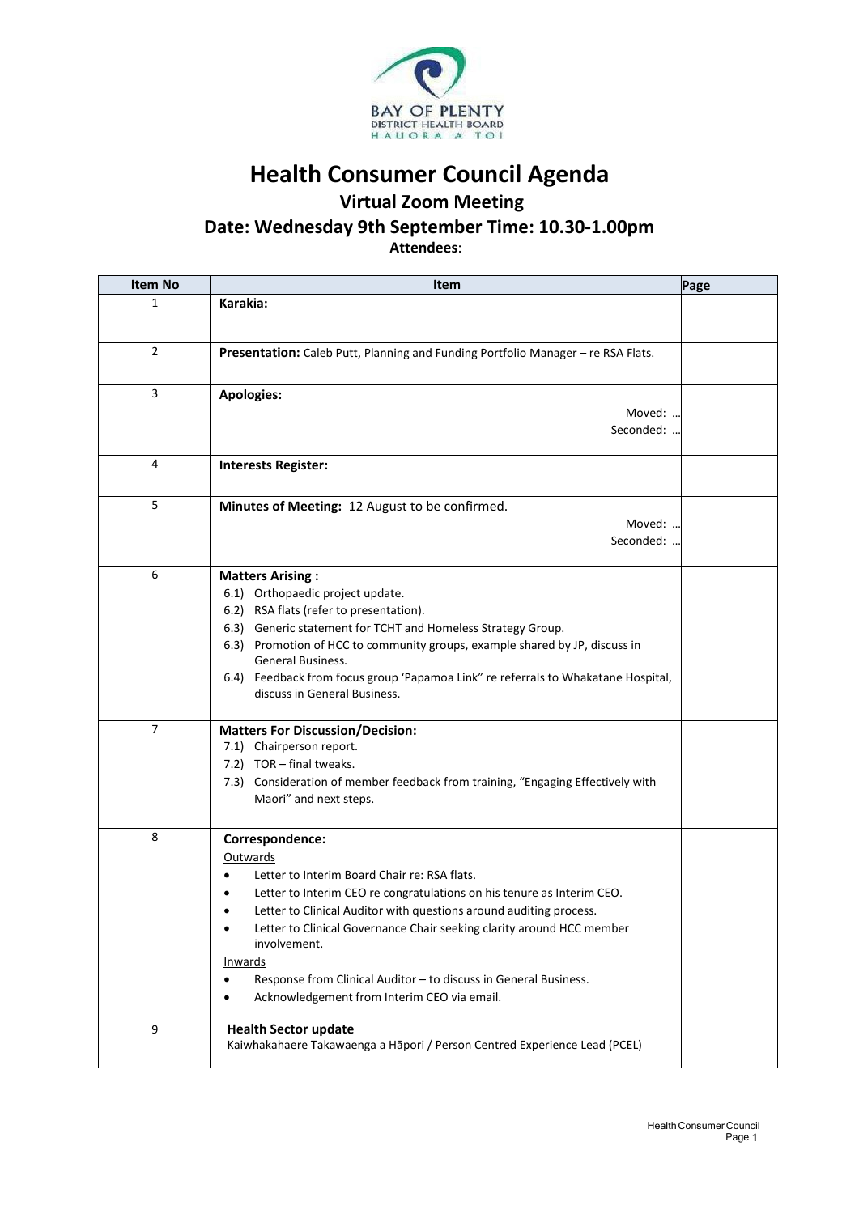BAY OF PLENTY
DISTRICT HEALTH BOARD
HAUORA A TOI

# Health Consumer Council Agenda

## Virtual Zoom Meeting

## Date: Wednesday 9th September Time: 10.30-1.00pm

**Attendees**:

| Item No | Item | Page |
|---|---|---|
| 1 | **Karakia:** | |
| 2 | **Presentation:** Caleb Putt, Planning and Funding Portfolio Manager – re RSA Flats. | |
| 3 | **Apologies:**<br>Moved: …<br>Seconded: … | |
| 4 | **Interests Register:** | |
| 5 | **Minutes of Meeting:** 12 August to be confirmed.<br>Moved: …<br>Seconded: … | |
| 6 | **Matters Arising :**<br>6.1) Orthopaedic project update.<br>6.2) RSA flats (refer to presentation).<br>6.3) Generic statement for TCHT and Homeless Strategy Group.<br>6.3) Promotion of HCC to community groups, example shared by JP, discuss in General Business.<br>6.4) Feedback from focus group 'Papamoa Link" re referrals to Whakatane Hospital, discuss in General Business. | |
| 7 | **Matters For Discussion/Decision:**<br>7.1) Chairperson report.<br>7.2) TOR – final tweaks.<br>7.3) Consideration of member feedback from training, "Engaging Effectively with Maori" and next steps. | |
| 8 | **Correspondence:**<br>Outwards<br>• Letter to Interim Board Chair re: RSA flats.<br>• Letter to Interim CEO re congratulations on his tenure as Interim CEO.<br>• Letter to Clinical Auditor with questions around auditing process.<br>• Letter to Clinical Governance Chair seeking clarity around HCC member involvement.<br>Inwards<br>• Response from Clinical Auditor – to discuss in General Business.<br>• Acknowledgement from Interim CEO via email. | |
| 9 | **Health Sector update**<br>Kaiwhakahaere Takawaenga a Hāpori / Person Centred Experience Lead (PCEL) | |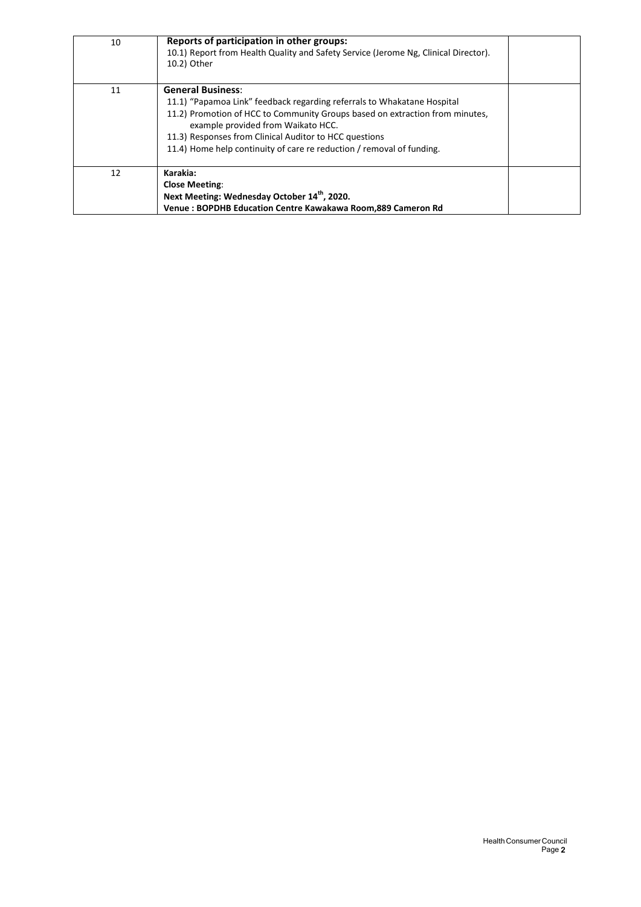| | | |
|---|---|---|
| 10 | **Reports of participation in other groups:**<br>10.1) Report from Health Quality and Safety Service (Jerome Ng, Clinical Director).<br>10.2) Other | |
| 11 | **General Business**:<br>11.1) "Papamoa Link" feedback regarding referrals to Whakatane Hospital<br>11.2) Promotion of HCC to Community Groups based on extraction from minutes, example provided from Waikato HCC.<br>11.3) Responses from Clinical Auditor to HCC questions<br>11.4) Home help continuity of care re reduction / removal of funding. | |
| 12 | **Karakia:**<br>**Close Meeting**:<br>**Next Meeting: Wednesday October 14th, 2020.**<br>**Venue : BOPDHB Education Centre Kawakawa Room,889 Cameron Rd** | |